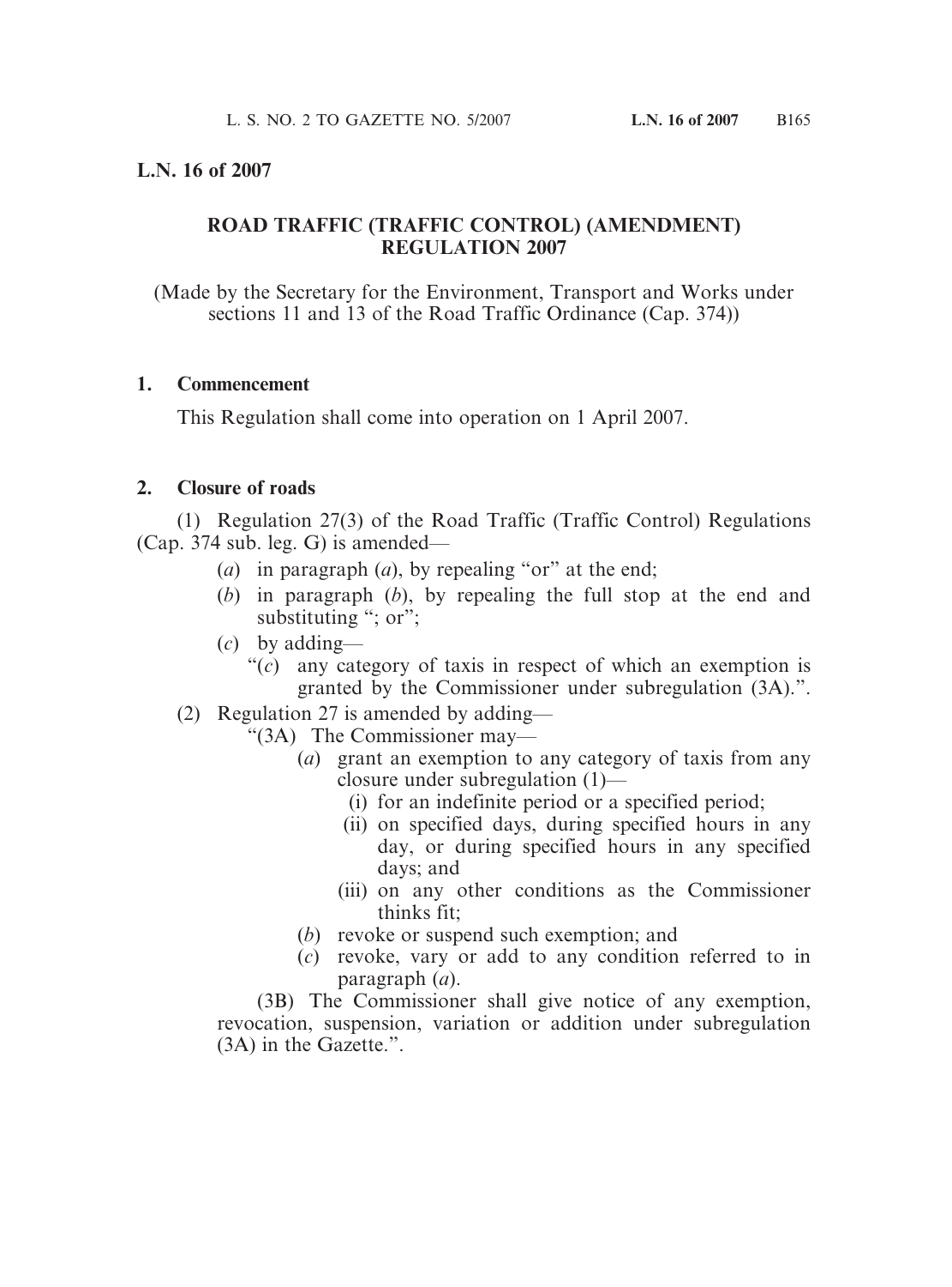**L.N. 16 of 2007**

## ROAD TRAFFIC (TRAFFIC CONTROL) (AMENDMENT) REGULATION 2007

(Made by the Secretary for the Environment, Transport and Works under sections 11 and 13 of the Road Traffic Ordinance (Cap. 374))

### 1. Commencement

This Regulation shall come into operation on 1 April 2007.

### 2. Closure of roads

(1) Regulation 27(3) of the Road Traffic (Traffic Control) Regulations (Cap. 374 sub. leg. G) is amended—

- (*a*) in paragraph (*a*), by repealing "or" at the end;
- (*b*) in paragraph (*b*), by repealing the full stop at the end and substituting "; or";
- (*c*) by adding—
  - "(*c*) any category of taxis in respect of which an exemption is granted by the Commissioner under subregulation (3A).".

(2) Regulation 27 is amended by adding—

"(3A) The Commissioner may—

- (*a*) grant an exemption to any category of taxis from any closure under subregulation (1)—
  - (i) for an indefinite period or a specified period;
  - (ii) on specified days, during specified hours in any day, or during specified hours in any specified days; and
  - (iii) on any other conditions as the Commissioner thinks fit;
- (*b*) revoke or suspend such exemption; and
- (*c*) revoke, vary or add to any condition referred to in paragraph (*a*).

(3B) The Commissioner shall give notice of any exemption, revocation, suspension, variation or addition under subregulation (3A) in the Gazette.".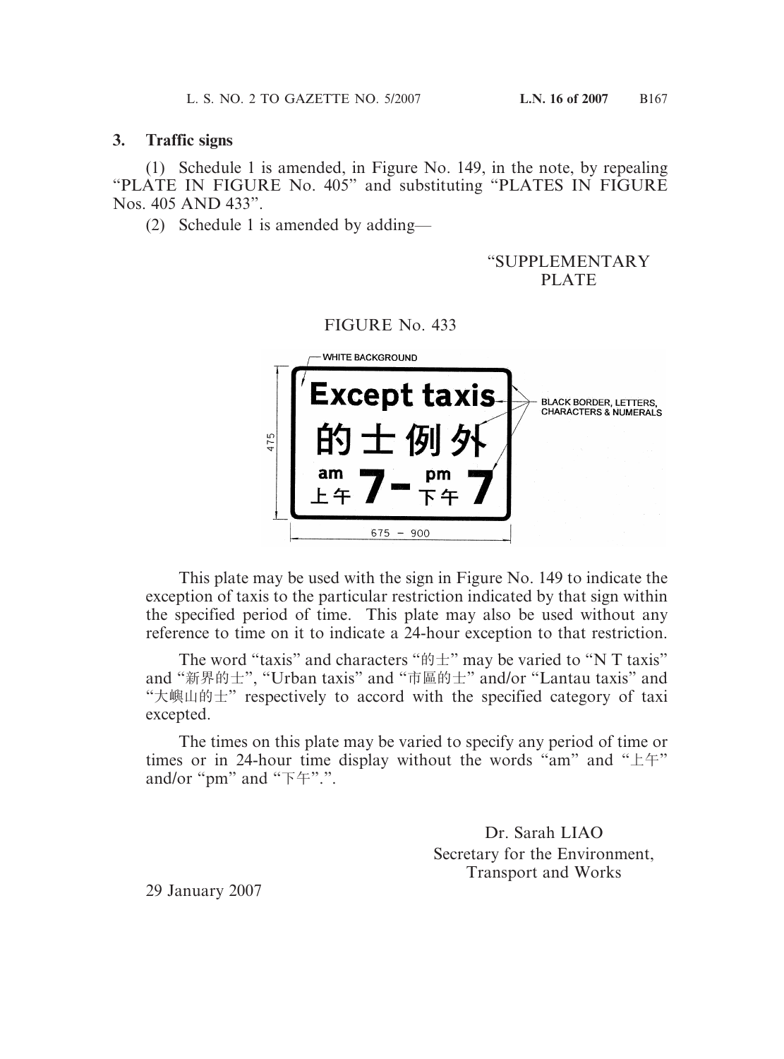## 3. Traffic signs

(1) Schedule 1 is amended, in Figure No. 149, in the note, by repealing "PLATE IN FIGURE No. 405" and substituting "PLATES IN FIGURE Nos. 405 AND 433".

(2) Schedule 1 is amended by adding—

"SUPPLEMENTARY PLATE

FIGURE No. 433

WHITE BACKGROUND

Except taxis
的士例外
am 上午 7 – pm 下午 7

BLACK BORDER, LETTERS, CHARACTERS & NUMERALS

475

675 – 900

This plate may be used with the sign in Figure No. 149 to indicate the exception of taxis to the particular restriction indicated by that sign within the specified period of time. This plate may also be used without any reference to time on it to indicate a 24-hour exception to that restriction.

The word "taxis" and characters "的士" may be varied to "N T taxis" and "新界的士", "Urban taxis" and "市區的士" and/or "Lantau taxis" and "大嶼山的士" respectively to accord with the specified category of taxi excepted.

The times on this plate may be varied to specify any period of time or times or in 24-hour time display without the words "am" and "上午" and/or "pm" and "下午".".

Dr. Sarah LIAO
Secretary for the Environment, Transport and Works

29 January 2007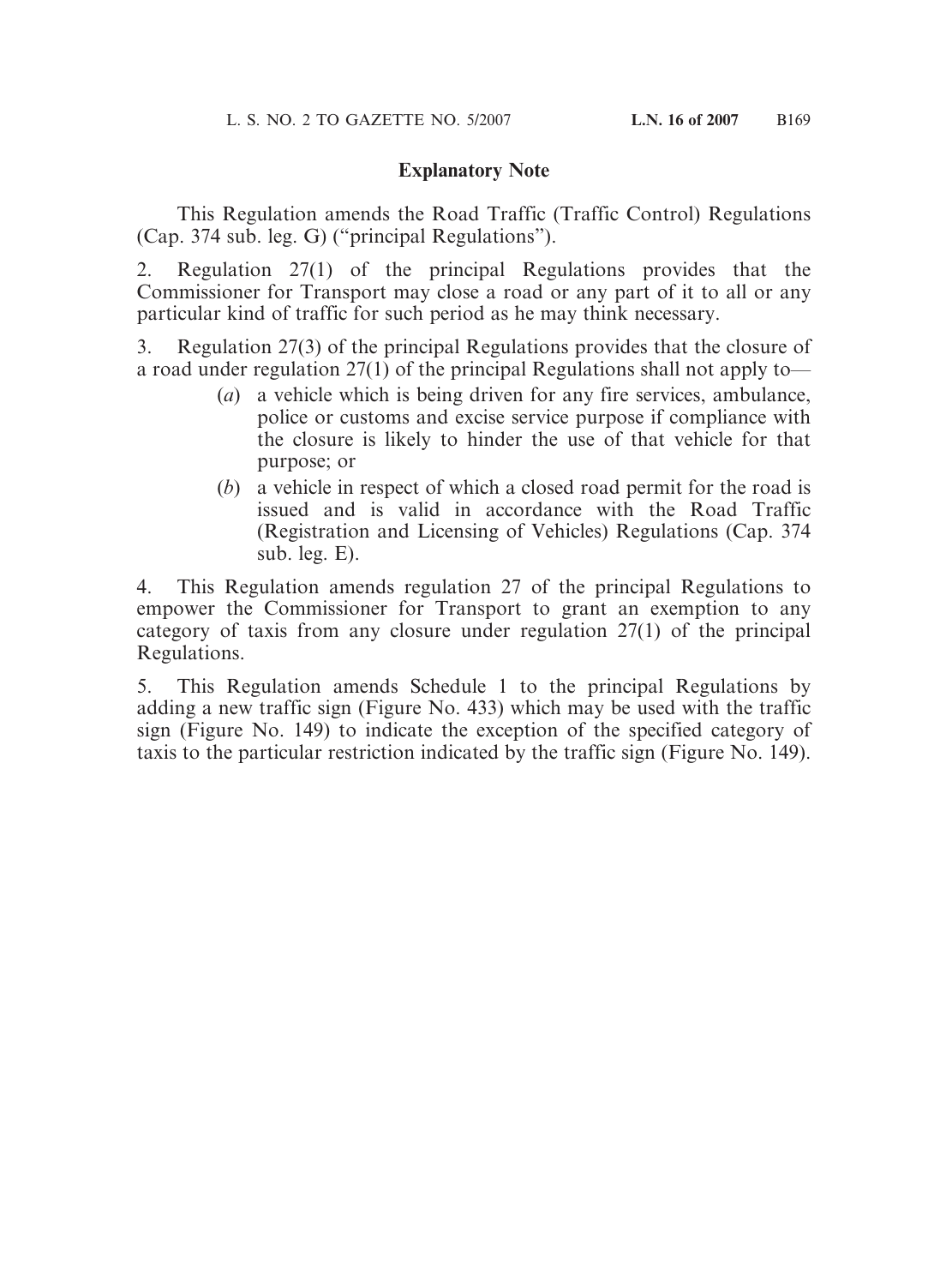## Explanatory Note

This Regulation amends the Road Traffic (Traffic Control) Regulations (Cap. 374 sub. leg. G) ("principal Regulations").

2. Regulation 27(1) of the principal Regulations provides that the Commissioner for Transport may close a road or any part of it to all or any particular kind of traffic for such period as he may think necessary.

3. Regulation 27(3) of the principal Regulations provides that the closure of a road under regulation 27(1) of the principal Regulations shall not apply to—

(*a*) a vehicle which is being driven for any fire services, ambulance, police or customs and excise service purpose if compliance with the closure is likely to hinder the use of that vehicle for that purpose; or

(*b*) a vehicle in respect of which a closed road permit for the road is issued and is valid in accordance with the Road Traffic (Registration and Licensing of Vehicles) Regulations (Cap. 374 sub. leg. E).

4. This Regulation amends regulation 27 of the principal Regulations to empower the Commissioner for Transport to grant an exemption to any category of taxis from any closure under regulation 27(1) of the principal Regulations.

5. This Regulation amends Schedule 1 to the principal Regulations by adding a new traffic sign (Figure No. 433) which may be used with the traffic sign (Figure No. 149) to indicate the exception of the specified category of taxis to the particular restriction indicated by the traffic sign (Figure No. 149).